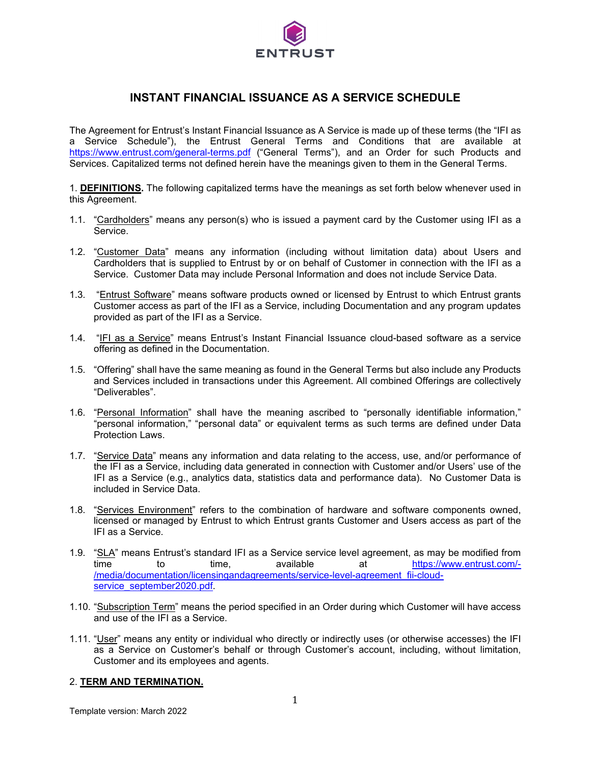# INSTANT FINANCIAL ISSUANCE AS A SERVICE SCHEDULE

The Agreement for Entrust's Instant Financial Issuance as A Service is made up of these terms (the "IFI as a Service Schedule"), the Entrust General Terms and Conditions that are available at https://www.entrust.com/general-terms.pdf ("General Terms"), and an Order for such Products and Services. Capitalized terms not defined herein have the meanings given to them in the General Terms.

1. **DEFINITIONS.** The following capitalized terms have the meanings as set forth below whenever used in this Agreement.

1.1. "Cardholders" means any person(s) who is issued a payment card by the Customer using IFI as a Service.

1.2. "Customer Data" means any information (including without limitation data) about Users and Cardholders that is supplied to Entrust by or on behalf of Customer in connection with the IFI as a Service. Customer Data may include Personal Information and does not include Service Data.

1.3. "Entrust Software" means software products owned or licensed by Entrust to which Entrust grants Customer access as part of the IFI as a Service, including Documentation and any program updates provided as part of the IFI as a Service.

1.4. "IFI as a Service" means Entrust's Instant Financial Issuance cloud-based software as a service offering as defined in the Documentation.

1.5. "Offering" shall have the same meaning as found in the General Terms but also include any Products and Services included in transactions under this Agreement. All combined Offerings are collectively "Deliverables".

1.6. "Personal Information" shall have the meaning ascribed to "personally identifiable information," "personal information," "personal data" or equivalent terms as such terms are defined under Data Protection Laws.

1.7. "Service Data" means any information and data relating to the access, use, and/or performance of the IFI as a Service, including data generated in connection with Customer and/or Users' use of the IFI as a Service (e.g., analytics data, statistics data and performance data). No Customer Data is included in Service Data.

1.8. "Services Environment" refers to the combination of hardware and software components owned, licensed or managed by Entrust to which Entrust grants Customer and Users access as part of the IFI as a Service.

1.9. "SLA" means Entrust's standard IFI as a Service service level agreement, as may be modified from time to time, available at https://www.entrust.com/-/media/documentation/licensingandagreements/service-level-agreement_fii-cloud-service_september2020.pdf.

1.10. "Subscription Term" means the period specified in an Order during which Customer will have access and use of the IFI as a Service.

1.11. "User" means any entity or individual who directly or indirectly uses (or otherwise accesses) the IFI as a Service on Customer's behalf or through Customer's account, including, without limitation, Customer and its employees and agents.

2. **TERM AND TERMINATION.**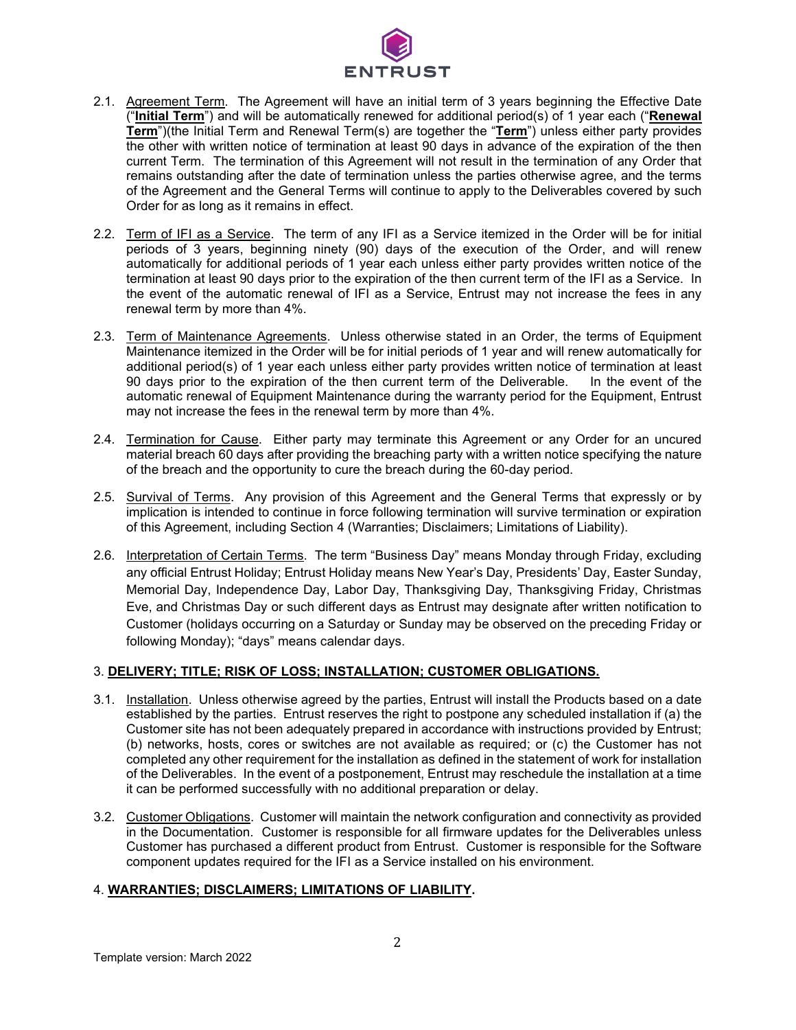2.1. Agreement Term. The Agreement will have an initial term of 3 years beginning the Effective Date ("**Initial Term**") and will be automatically renewed for additional period(s) of 1 year each ("**Renewal Term**")(the Initial Term and Renewal Term(s) are together the "**Term**") unless either party provides the other with written notice of termination at least 90 days in advance of the expiration of the then current Term. The termination of this Agreement will not result in the termination of any Order that remains outstanding after the date of termination unless the parties otherwise agree, and the terms of the Agreement and the General Terms will continue to apply to the Deliverables covered by such Order for as long as it remains in effect.

2.2. Term of IFI as a Service. The term of any IFI as a Service itemized in the Order will be for initial periods of 3 years, beginning ninety (90) days of the execution of the Order, and will renew automatically for additional periods of 1 year each unless either party provides written notice of the termination at least 90 days prior to the expiration of the then current term of the IFI as a Service. In the event of the automatic renewal of IFI as a Service, Entrust may not increase the fees in any renewal term by more than 4%.

2.3. Term of Maintenance Agreements. Unless otherwise stated in an Order, the terms of Equipment Maintenance itemized in the Order will be for initial periods of 1 year and will renew automatically for additional period(s) of 1 year each unless either party provides written notice of termination at least 90 days prior to the expiration of the then current term of the Deliverable. In the event of the automatic renewal of Equipment Maintenance during the warranty period for the Equipment, Entrust may not increase the fees in the renewal term by more than 4%.

2.4. Termination for Cause. Either party may terminate this Agreement or any Order for an uncured material breach 60 days after providing the breaching party with a written notice specifying the nature of the breach and the opportunity to cure the breach during the 60-day period.

2.5. Survival of Terms. Any provision of this Agreement and the General Terms that expressly or by implication is intended to continue in force following termination will survive termination or expiration of this Agreement, including Section 4 (Warranties; Disclaimers; Limitations of Liability).

2.6. Interpretation of Certain Terms. The term "Business Day" means Monday through Friday, excluding any official Entrust Holiday; Entrust Holiday means New Year's Day, Presidents' Day, Easter Sunday, Memorial Day, Independence Day, Labor Day, Thanksgiving Day, Thanksgiving Friday, Christmas Eve, and Christmas Day or such different days as Entrust may designate after written notification to Customer (holidays occurring on a Saturday or Sunday may be observed on the preceding Friday or following Monday); "days" means calendar days.

## 3. DELIVERY; TITLE; RISK OF LOSS; INSTALLATION; CUSTOMER OBLIGATIONS.

3.1. Installation. Unless otherwise agreed by the parties, Entrust will install the Products based on a date established by the parties. Entrust reserves the right to postpone any scheduled installation if (a) the Customer site has not been adequately prepared in accordance with instructions provided by Entrust; (b) networks, hosts, cores or switches are not available as required; or (c) the Customer has not completed any other requirement for the installation as defined in the statement of work for installation of the Deliverables. In the event of a postponement, Entrust may reschedule the installation at a time it can be performed successfully with no additional preparation or delay.

3.2. Customer Obligations. Customer will maintain the network configuration and connectivity as provided in the Documentation. Customer is responsible for all firmware updates for the Deliverables unless Customer has purchased a different product from Entrust. Customer is responsible for the Software component updates required for the IFI as a Service installed on his environment.

## 4. WARRANTIES; DISCLAIMERS; LIMITATIONS OF LIABILITY.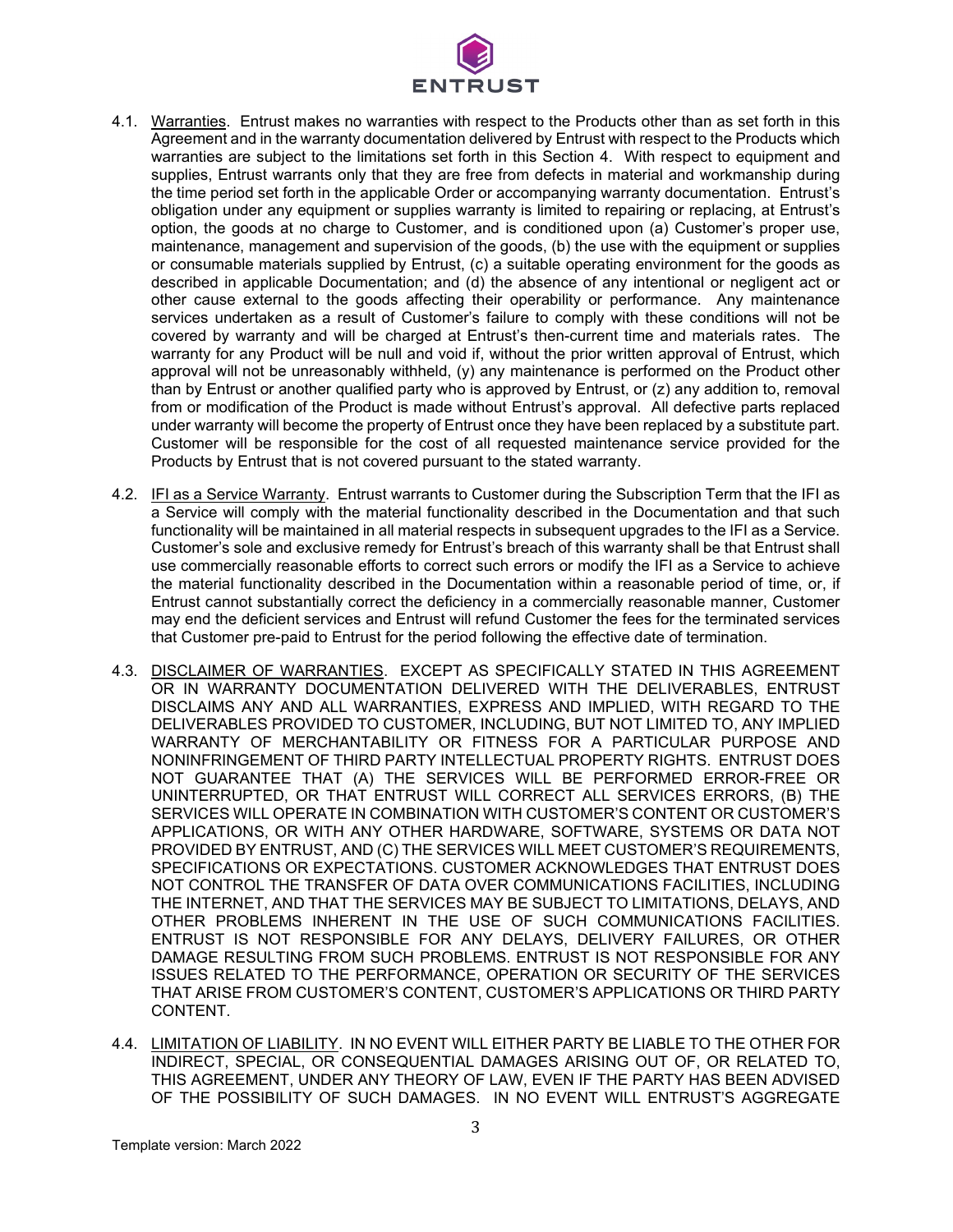4.1. Warranties. Entrust makes no warranties with respect to the Products other than as set forth in this Agreement and in the warranty documentation delivered by Entrust with respect to the Products which warranties are subject to the limitations set forth in this Section 4. With respect to equipment and supplies, Entrust warrants only that they are free from defects in material and workmanship during the time period set forth in the applicable Order or accompanying warranty documentation. Entrust's obligation under any equipment or supplies warranty is limited to repairing or replacing, at Entrust's option, the goods at no charge to Customer, and is conditioned upon (a) Customer's proper use, maintenance, management and supervision of the goods, (b) the use with the equipment or supplies or consumable materials supplied by Entrust, (c) a suitable operating environment for the goods as described in applicable Documentation; and (d) the absence of any intentional or negligent act or other cause external to the goods affecting their operability or performance. Any maintenance services undertaken as a result of Customer's failure to comply with these conditions will not be covered by warranty and will be charged at Entrust's then-current time and materials rates. The warranty for any Product will be null and void if, without the prior written approval of Entrust, which approval will not be unreasonably withheld, (y) any maintenance is performed on the Product other than by Entrust or another qualified party who is approved by Entrust, or (z) any addition to, removal from or modification of the Product is made without Entrust's approval. All defective parts replaced under warranty will become the property of Entrust once they have been replaced by a substitute part. Customer will be responsible for the cost of all requested maintenance service provided for the Products by Entrust that is not covered pursuant to the stated warranty.

4.2. IFI as a Service Warranty. Entrust warrants to Customer during the Subscription Term that the IFI as a Service will comply with the material functionality described in the Documentation and that such functionality will be maintained in all material respects in subsequent upgrades to the IFI as a Service. Customer's sole and exclusive remedy for Entrust's breach of this warranty shall be that Entrust shall use commercially reasonable efforts to correct such errors or modify the IFI as a Service to achieve the material functionality described in the Documentation within a reasonable period of time, or, if Entrust cannot substantially correct the deficiency in a commercially reasonable manner, Customer may end the deficient services and Entrust will refund Customer the fees for the terminated services that Customer pre-paid to Entrust for the period following the effective date of termination.

4.3. DISCLAIMER OF WARRANTIES. EXCEPT AS SPECIFICALLY STATED IN THIS AGREEMENT OR IN WARRANTY DOCUMENTATION DELIVERED WITH THE DELIVERABLES, ENTRUST DISCLAIMS ANY AND ALL WARRANTIES, EXPRESS AND IMPLIED, WITH REGARD TO THE DELIVERABLES PROVIDED TO CUSTOMER, INCLUDING, BUT NOT LIMITED TO, ANY IMPLIED WARRANTY OF MERCHANTABILITY OR FITNESS FOR A PARTICULAR PURPOSE AND NONINFRINGEMENT OF THIRD PARTY INTELLECTUAL PROPERTY RIGHTS. ENTRUST DOES NOT GUARANTEE THAT (A) THE SERVICES WILL BE PERFORMED ERROR-FREE OR UNINTERRUPTED, OR THAT ENTRUST WILL CORRECT ALL SERVICES ERRORS, (B) THE SERVICES WILL OPERATE IN COMBINATION WITH CUSTOMER'S CONTENT OR CUSTOMER'S APPLICATIONS, OR WITH ANY OTHER HARDWARE, SOFTWARE, SYSTEMS OR DATA NOT PROVIDED BY ENTRUST, AND (C) THE SERVICES WILL MEET CUSTOMER'S REQUIREMENTS, SPECIFICATIONS OR EXPECTATIONS. CUSTOMER ACKNOWLEDGES THAT ENTRUST DOES NOT CONTROL THE TRANSFER OF DATA OVER COMMUNICATIONS FACILITIES, INCLUDING THE INTERNET, AND THAT THE SERVICES MAY BE SUBJECT TO LIMITATIONS, DELAYS, AND OTHER PROBLEMS INHERENT IN THE USE OF SUCH COMMUNICATIONS FACILITIES. ENTRUST IS NOT RESPONSIBLE FOR ANY DELAYS, DELIVERY FAILURES, OR OTHER DAMAGE RESULTING FROM SUCH PROBLEMS. ENTRUST IS NOT RESPONSIBLE FOR ANY ISSUES RELATED TO THE PERFORMANCE, OPERATION OR SECURITY OF THE SERVICES THAT ARISE FROM CUSTOMER'S CONTENT, CUSTOMER'S APPLICATIONS OR THIRD PARTY CONTENT.

4.4. LIMITATION OF LIABILITY. IN NO EVENT WILL EITHER PARTY BE LIABLE TO THE OTHER FOR INDIRECT, SPECIAL, OR CONSEQUENTIAL DAMAGES ARISING OUT OF, OR RELATED TO, THIS AGREEMENT, UNDER ANY THEORY OF LAW, EVEN IF THE PARTY HAS BEEN ADVISED OF THE POSSIBILITY OF SUCH DAMAGES. IN NO EVENT WILL ENTRUST'S AGGREGATE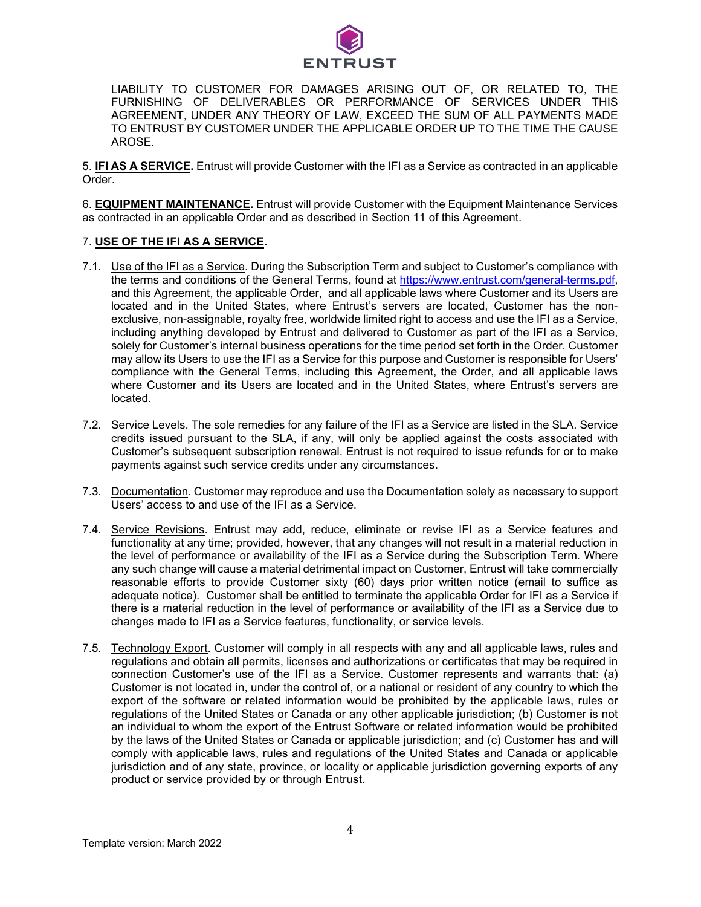LIABILITY TO CUSTOMER FOR DAMAGES ARISING OUT OF, OR RELATED TO, THE FURNISHING OF DELIVERABLES OR PERFORMANCE OF SERVICES UNDER THIS AGREEMENT, UNDER ANY THEORY OF LAW, EXCEED THE SUM OF ALL PAYMENTS MADE TO ENTRUST BY CUSTOMER UNDER THE APPLICABLE ORDER UP TO THE TIME THE CAUSE AROSE.

5. **IFI AS A SERVICE.** Entrust will provide Customer with the IFI as a Service as contracted in an applicable Order.

6. **EQUIPMENT MAINTENANCE.** Entrust will provide Customer with the Equipment Maintenance Services as contracted in an applicable Order and as described in Section 11 of this Agreement.

7. **USE OF THE IFI AS A SERVICE.**

7.1. Use of the IFI as a Service. During the Subscription Term and subject to Customer's compliance with the terms and conditions of the General Terms, found at https://www.entrust.com/general-terms.pdf, and this Agreement, the applicable Order, and all applicable laws where Customer and its Users are located and in the United States, where Entrust's servers are located, Customer has the non-exclusive, non-assignable, royalty free, worldwide limited right to access and use the IFI as a Service, including anything developed by Entrust and delivered to Customer as part of the IFI as a Service, solely for Customer's internal business operations for the time period set forth in the Order. Customer may allow its Users to use the IFI as a Service for this purpose and Customer is responsible for Users' compliance with the General Terms, including this Agreement, the Order, and all applicable laws where Customer and its Users are located and in the United States, where Entrust's servers are located.

7.2. Service Levels. The sole remedies for any failure of the IFI as a Service are listed in the SLA. Service credits issued pursuant to the SLA, if any, will only be applied against the costs associated with Customer's subsequent subscription renewal. Entrust is not required to issue refunds for or to make payments against such service credits under any circumstances.

7.3. Documentation. Customer may reproduce and use the Documentation solely as necessary to support Users' access to and use of the IFI as a Service.

7.4. Service Revisions. Entrust may add, reduce, eliminate or revise IFI as a Service features and functionality at any time; provided, however, that any changes will not result in a material reduction in the level of performance or availability of the IFI as a Service during the Subscription Term. Where any such change will cause a material detrimental impact on Customer, Entrust will take commercially reasonable efforts to provide Customer sixty (60) days prior written notice (email to suffice as adequate notice). Customer shall be entitled to terminate the applicable Order for IFI as a Service if there is a material reduction in the level of performance or availability of the IFI as a Service due to changes made to IFI as a Service features, functionality, or service levels.

7.5. Technology Export. Customer will comply in all respects with any and all applicable laws, rules and regulations and obtain all permits, licenses and authorizations or certificates that may be required in connection Customer's use of the IFI as a Service. Customer represents and warrants that: (a) Customer is not located in, under the control of, or a national or resident of any country to which the export of the software or related information would be prohibited by the applicable laws, rules or regulations of the United States or Canada or any other applicable jurisdiction; (b) Customer is not an individual to whom the export of the Entrust Software or related information would be prohibited by the laws of the United States or Canada or applicable jurisdiction; and (c) Customer has and will comply with applicable laws, rules and regulations of the United States and Canada or applicable jurisdiction and of any state, province, or locality or applicable jurisdiction governing exports of any product or service provided by or through Entrust.

Template version: March 2022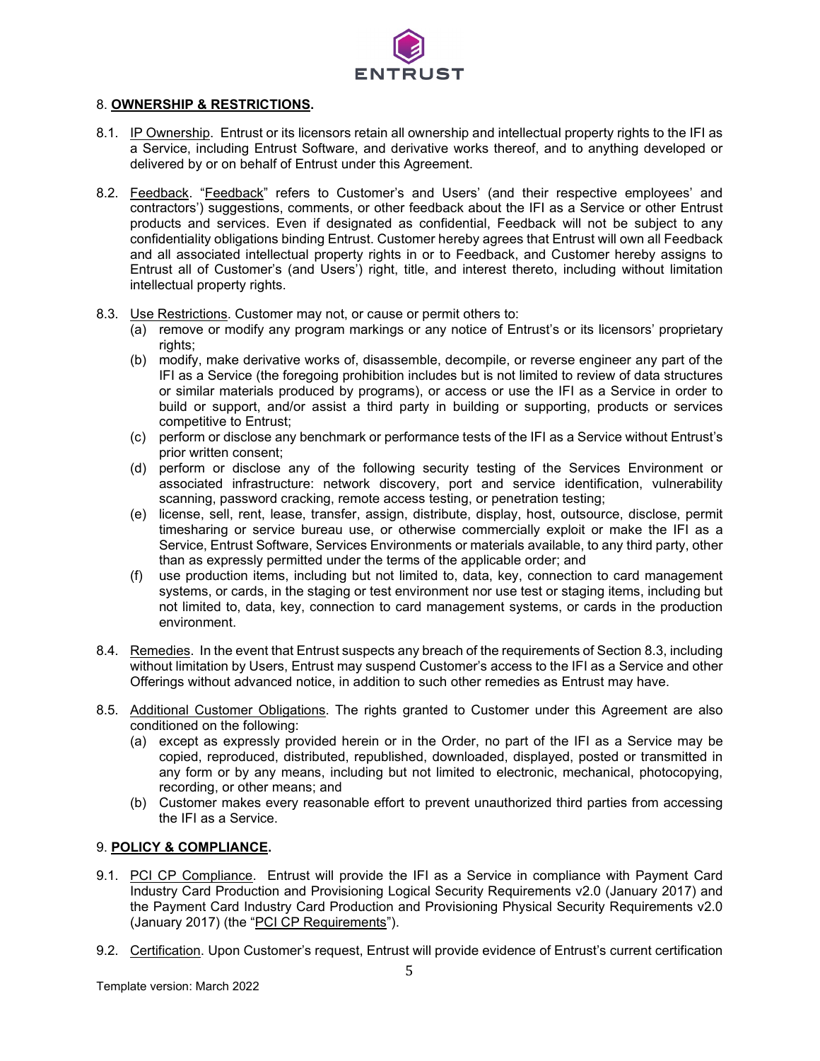## 8. **OWNERSHIP & RESTRICTIONS.**

8.1. IP Ownership. Entrust or its licensors retain all ownership and intellectual property rights to the IFI as a Service, including Entrust Software, and derivative works thereof, and to anything developed or delivered by or on behalf of Entrust under this Agreement.

8.2. Feedback. "Feedback" refers to Customer's and Users' (and their respective employees' and contractors') suggestions, comments, or other feedback about the IFI as a Service or other Entrust products and services. Even if designated as confidential, Feedback will not be subject to any confidentiality obligations binding Entrust. Customer hereby agrees that Entrust will own all Feedback and all associated intellectual property rights in or to Feedback, and Customer hereby assigns to Entrust all of Customer's (and Users') right, title, and interest thereto, including without limitation intellectual property rights.

8.3. Use Restrictions. Customer may not, or cause or permit others to:

(a) remove or modify any program markings or any notice of Entrust's or its licensors' proprietary rights;

(b) modify, make derivative works of, disassemble, decompile, or reverse engineer any part of the IFI as a Service (the foregoing prohibition includes but is not limited to review of data structures or similar materials produced by programs), or access or use the IFI as a Service in order to build or support, and/or assist a third party in building or supporting, products or services competitive to Entrust;

(c) perform or disclose any benchmark or performance tests of the IFI as a Service without Entrust's prior written consent;

(d) perform or disclose any of the following security testing of the Services Environment or associated infrastructure: network discovery, port and service identification, vulnerability scanning, password cracking, remote access testing, or penetration testing;

(e) license, sell, rent, lease, transfer, assign, distribute, display, host, outsource, disclose, permit timesharing or service bureau use, or otherwise commercially exploit or make the IFI as a Service, Entrust Software, Services Environments or materials available, to any third party, other than as expressly permitted under the terms of the applicable order; and

(f) use production items, including but not limited to, data, key, connection to card management systems, or cards, in the staging or test environment nor use test or staging items, including but not limited to, data, key, connection to card management systems, or cards in the production environment.

8.4. Remedies. In the event that Entrust suspects any breach of the requirements of Section 8.3, including without limitation by Users, Entrust may suspend Customer's access to the IFI as a Service and other Offerings without advanced notice, in addition to such other remedies as Entrust may have.

8.5. Additional Customer Obligations. The rights granted to Customer under this Agreement are also conditioned on the following:

(a) except as expressly provided herein or in the Order, no part of the IFI as a Service may be copied, reproduced, distributed, republished, downloaded, displayed, posted or transmitted in any form or by any means, including but not limited to electronic, mechanical, photocopying, recording, or other means; and

(b) Customer makes every reasonable effort to prevent unauthorized third parties from accessing the IFI as a Service.

## 9. **POLICY & COMPLIANCE.**

9.1. PCI CP Compliance. Entrust will provide the IFI as a Service in compliance with Payment Card Industry Card Production and Provisioning Logical Security Requirements v2.0 (January 2017) and the Payment Card Industry Card Production and Provisioning Physical Security Requirements v2.0 (January 2017) (the "PCI CP Requirements").

9.2. Certification. Upon Customer's request, Entrust will provide evidence of Entrust's current certification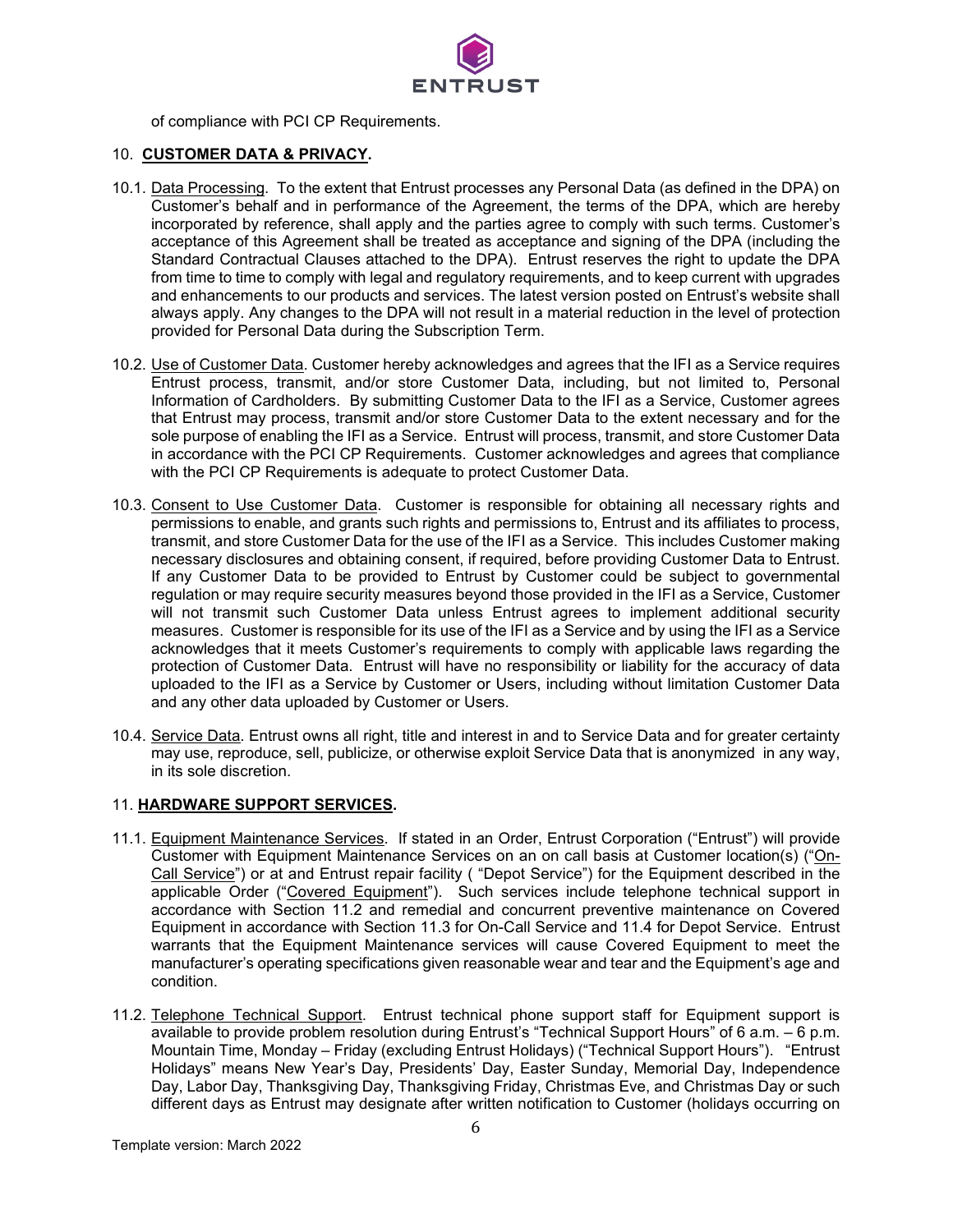of compliance with PCI CP Requirements.

## 10. **CUSTOMER DATA & PRIVACY.**

10.1. Data Processing. To the extent that Entrust processes any Personal Data (as defined in the DPA) on Customer's behalf and in performance of the Agreement, the terms of the DPA, which are hereby incorporated by reference, shall apply and the parties agree to comply with such terms. Customer's acceptance of this Agreement shall be treated as acceptance and signing of the DPA (including the Standard Contractual Clauses attached to the DPA). Entrust reserves the right to update the DPA from time to time to comply with legal and regulatory requirements, and to keep current with upgrades and enhancements to our products and services. The latest version posted on Entrust's website shall always apply. Any changes to the DPA will not result in a material reduction in the level of protection provided for Personal Data during the Subscription Term.

10.2. Use of Customer Data. Customer hereby acknowledges and agrees that the IFI as a Service requires Entrust process, transmit, and/or store Customer Data, including, but not limited to, Personal Information of Cardholders. By submitting Customer Data to the IFI as a Service, Customer agrees that Entrust may process, transmit and/or store Customer Data to the extent necessary and for the sole purpose of enabling the IFI as a Service. Entrust will process, transmit, and store Customer Data in accordance with the PCI CP Requirements. Customer acknowledges and agrees that compliance with the PCI CP Requirements is adequate to protect Customer Data.

10.3. Consent to Use Customer Data. Customer is responsible for obtaining all necessary rights and permissions to enable, and grants such rights and permissions to, Entrust and its affiliates to process, transmit, and store Customer Data for the use of the IFI as a Service. This includes Customer making necessary disclosures and obtaining consent, if required, before providing Customer Data to Entrust. If any Customer Data to be provided to Entrust by Customer could be subject to governmental regulation or may require security measures beyond those provided in the IFI as a Service, Customer will not transmit such Customer Data unless Entrust agrees to implement additional security measures. Customer is responsible for its use of the IFI as a Service and by using the IFI as a Service acknowledges that it meets Customer's requirements to comply with applicable laws regarding the protection of Customer Data. Entrust will have no responsibility or liability for the accuracy of data uploaded to the IFI as a Service by Customer or Users, including without limitation Customer Data and any other data uploaded by Customer or Users.

10.4. Service Data. Entrust owns all right, title and interest in and to Service Data and for greater certainty may use, reproduce, sell, publicize, or otherwise exploit Service Data that is anonymized in any way, in its sole discretion.

## 11. **HARDWARE SUPPORT SERVICES.**

11.1. Equipment Maintenance Services. If stated in an Order, Entrust Corporation ("Entrust") will provide Customer with Equipment Maintenance Services on an on call basis at Customer location(s) ("On-Call Service") or at and Entrust repair facility ( "Depot Service") for the Equipment described in the applicable Order ("Covered Equipment"). Such services include telephone technical support in accordance with Section 11.2 and remedial and concurrent preventive maintenance on Covered Equipment in accordance with Section 11.3 for On-Call Service and 11.4 for Depot Service. Entrust warrants that the Equipment Maintenance services will cause Covered Equipment to meet the manufacturer's operating specifications given reasonable wear and tear and the Equipment's age and condition.

11.2. Telephone Technical Support. Entrust technical phone support staff for Equipment support is available to provide problem resolution during Entrust's "Technical Support Hours" of 6 a.m. – 6 p.m. Mountain Time, Monday – Friday (excluding Entrust Holidays) ("Technical Support Hours"). "Entrust Holidays" means New Year's Day, Presidents' Day, Easter Sunday, Memorial Day, Independence Day, Labor Day, Thanksgiving Day, Thanksgiving Friday, Christmas Eve, and Christmas Day or such different days as Entrust may designate after written notification to Customer (holidays occurring on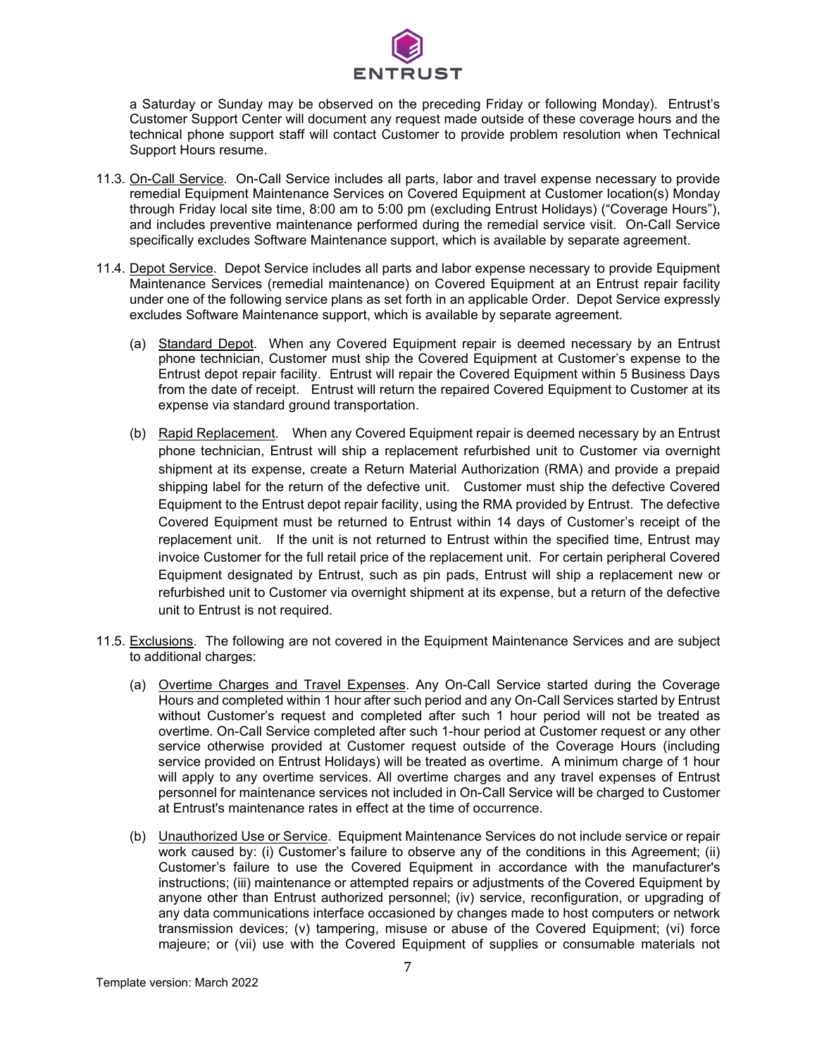a Saturday or Sunday may be observed on the preceding Friday or following Monday). Entrust's Customer Support Center will document any request made outside of these coverage hours and the technical phone support staff will contact Customer to provide problem resolution when Technical Support Hours resume.

11.3. On-Call Service. On-Call Service includes all parts, labor and travel expense necessary to provide remedial Equipment Maintenance Services on Covered Equipment at Customer location(s) Monday through Friday local site time, 8:00 am to 5:00 pm (excluding Entrust Holidays) ("Coverage Hours"), and includes preventive maintenance performed during the remedial service visit. On-Call Service specifically excludes Software Maintenance support, which is available by separate agreement.

11.4. Depot Service. Depot Service includes all parts and labor expense necessary to provide Equipment Maintenance Services (remedial maintenance) on Covered Equipment at an Entrust repair facility under one of the following service plans as set forth in an applicable Order. Depot Service expressly excludes Software Maintenance support, which is available by separate agreement.

(a) Standard Depot. When any Covered Equipment repair is deemed necessary by an Entrust phone technician, Customer must ship the Covered Equipment at Customer's expense to the Entrust depot repair facility. Entrust will repair the Covered Equipment within 5 Business Days from the date of receipt. Entrust will return the repaired Covered Equipment to Customer at its expense via standard ground transportation.

(b) Rapid Replacement. When any Covered Equipment repair is deemed necessary by an Entrust phone technician, Entrust will ship a replacement refurbished unit to Customer via overnight shipment at its expense, create a Return Material Authorization (RMA) and provide a prepaid shipping label for the return of the defective unit. Customer must ship the defective Covered Equipment to the Entrust depot repair facility, using the RMA provided by Entrust. The defective Covered Equipment must be returned to Entrust within 14 days of Customer's receipt of the replacement unit. If the unit is not returned to Entrust within the specified time, Entrust may invoice Customer for the full retail price of the replacement unit. For certain peripheral Covered Equipment designated by Entrust, such as pin pads, Entrust will ship a replacement new or refurbished unit to Customer via overnight shipment at its expense, but a return of the defective unit to Entrust is not required.

11.5. Exclusions. The following are not covered in the Equipment Maintenance Services and are subject to additional charges:

(a) Overtime Charges and Travel Expenses. Any On-Call Service started during the Coverage Hours and completed within 1 hour after such period and any On-Call Services started by Entrust without Customer's request and completed after such 1 hour period will not be treated as overtime. On-Call Service completed after such 1-hour period at Customer request or any other service otherwise provided at Customer request outside of the Coverage Hours (including service provided on Entrust Holidays) will be treated as overtime. A minimum charge of 1 hour will apply to any overtime services. All overtime charges and any travel expenses of Entrust personnel for maintenance services not included in On-Call Service will be charged to Customer at Entrust's maintenance rates in effect at the time of occurrence.

(b) Unauthorized Use or Service. Equipment Maintenance Services do not include service or repair work caused by: (i) Customer's failure to observe any of the conditions in this Agreement; (ii) Customer's failure to use the Covered Equipment in accordance with the manufacturer's instructions; (iii) maintenance or attempted repairs or adjustments of the Covered Equipment by anyone other than Entrust authorized personnel; (iv) service, reconfiguration, or upgrading of any data communications interface occasioned by changes made to host computers or network transmission devices; (v) tampering, misuse or abuse of the Covered Equipment; (vi) force majeure; or (vii) use with the Covered Equipment of supplies or consumable materials not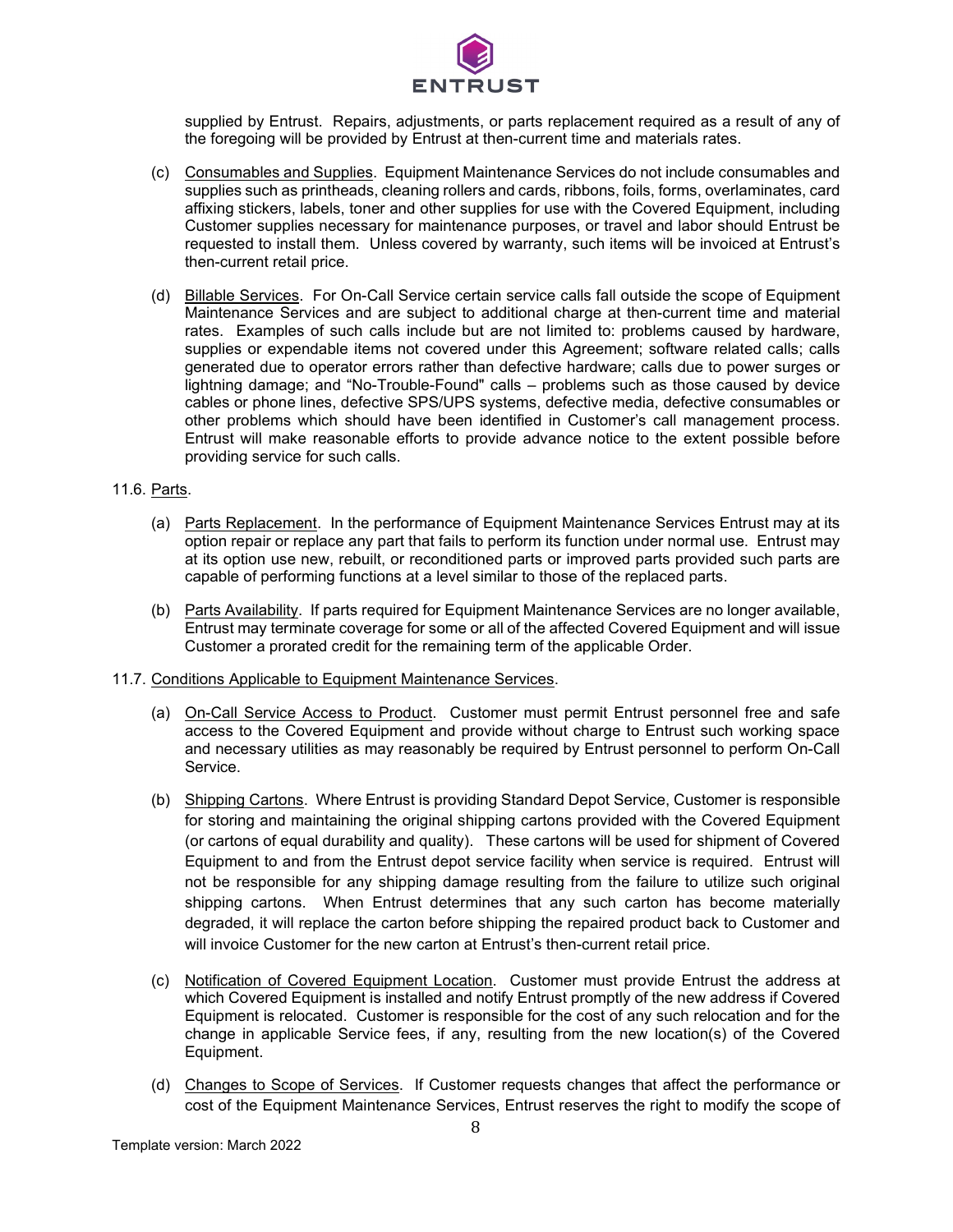supplied by Entrust. Repairs, adjustments, or parts replacement required as a result of any of the foregoing will be provided by Entrust at then-current time and materials rates.

(c) Consumables and Supplies. Equipment Maintenance Services do not include consumables and supplies such as printheads, cleaning rollers and cards, ribbons, foils, forms, overlaminates, card affixing stickers, labels, toner and other supplies for use with the Covered Equipment, including Customer supplies necessary for maintenance purposes, or travel and labor should Entrust be requested to install them. Unless covered by warranty, such items will be invoiced at Entrust's then-current retail price.

(d) Billable Services. For On-Call Service certain service calls fall outside the scope of Equipment Maintenance Services and are subject to additional charge at then-current time and material rates. Examples of such calls include but are not limited to: problems caused by hardware, supplies or expendable items not covered under this Agreement; software related calls; calls generated due to operator errors rather than defective hardware; calls due to power surges or lightning damage; and "No-Trouble-Found" calls – problems such as those caused by device cables or phone lines, defective SPS/UPS systems, defective media, defective consumables or other problems which should have been identified in Customer's call management process. Entrust will make reasonable efforts to provide advance notice to the extent possible before providing service for such calls.

11.6. Parts.

(a) Parts Replacement. In the performance of Equipment Maintenance Services Entrust may at its option repair or replace any part that fails to perform its function under normal use. Entrust may at its option use new, rebuilt, or reconditioned parts or improved parts provided such parts are capable of performing functions at a level similar to those of the replaced parts.

(b) Parts Availability. If parts required for Equipment Maintenance Services are no longer available, Entrust may terminate coverage for some or all of the affected Covered Equipment and will issue Customer a prorated credit for the remaining term of the applicable Order.

11.7. Conditions Applicable to Equipment Maintenance Services.

(a) On-Call Service Access to Product. Customer must permit Entrust personnel free and safe access to the Covered Equipment and provide without charge to Entrust such working space and necessary utilities as may reasonably be required by Entrust personnel to perform On-Call Service.

(b) Shipping Cartons. Where Entrust is providing Standard Depot Service, Customer is responsible for storing and maintaining the original shipping cartons provided with the Covered Equipment (or cartons of equal durability and quality). These cartons will be used for shipment of Covered Equipment to and from the Entrust depot service facility when service is required. Entrust will not be responsible for any shipping damage resulting from the failure to utilize such original shipping cartons. When Entrust determines that any such carton has become materially degraded, it will replace the carton before shipping the repaired product back to Customer and will invoice Customer for the new carton at Entrust's then-current retail price.

(c) Notification of Covered Equipment Location. Customer must provide Entrust the address at which Covered Equipment is installed and notify Entrust promptly of the new address if Covered Equipment is relocated. Customer is responsible for the cost of any such relocation and for the change in applicable Service fees, if any, resulting from the new location(s) of the Covered Equipment.

(d) Changes to Scope of Services. If Customer requests changes that affect the performance or cost of the Equipment Maintenance Services, Entrust reserves the right to modify the scope of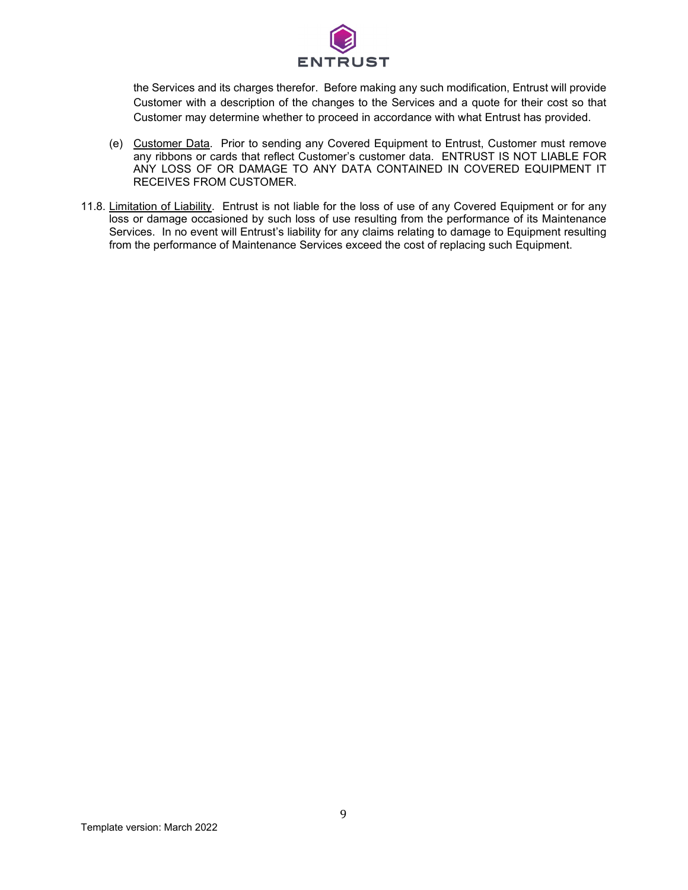the Services and its charges therefor. Before making any such modification, Entrust will provide Customer with a description of the changes to the Services and a quote for their cost so that Customer may determine whether to proceed in accordance with what Entrust has provided.

(e) Customer Data. Prior to sending any Covered Equipment to Entrust, Customer must remove any ribbons or cards that reflect Customer's customer data. ENTRUST IS NOT LIABLE FOR ANY LOSS OF OR DAMAGE TO ANY DATA CONTAINED IN COVERED EQUIPMENT IT RECEIVES FROM CUSTOMER.

11.8. Limitation of Liability. Entrust is not liable for the loss of use of any Covered Equipment or for any loss or damage occasioned by such loss of use resulting from the performance of its Maintenance Services. In no event will Entrust's liability for any claims relating to damage to Equipment resulting from the performance of Maintenance Services exceed the cost of replacing such Equipment.